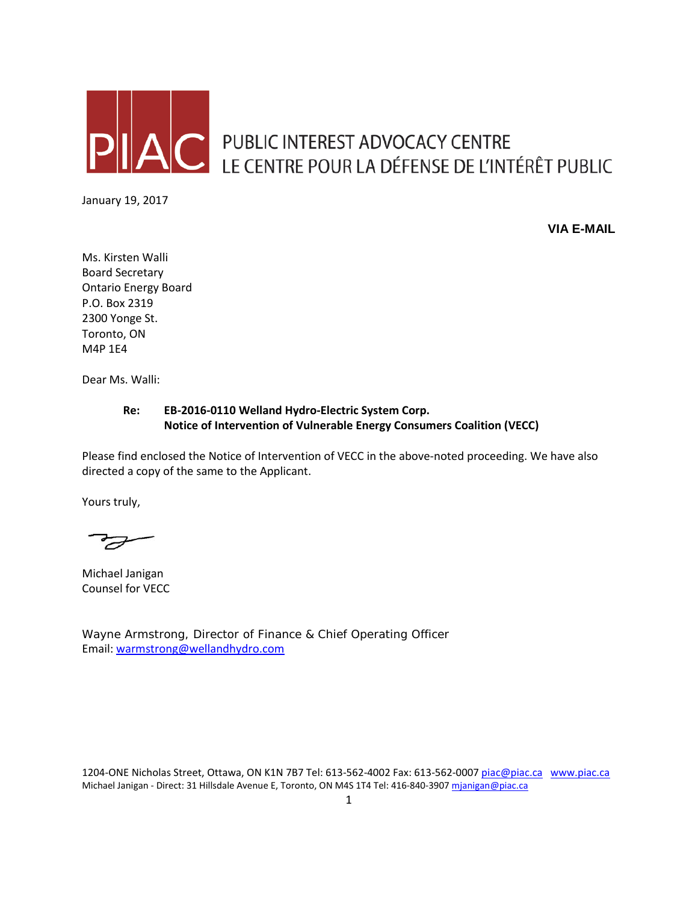PIAC PUBLIC INTEREST ADVOCACY CENTRE
LE CENTRE POUR LA DÉFENSE DE L'INTÉRÊT PUBLIC

January 19, 2017

**VIA E-MAIL**

Ms. Kirsten Walli
Board Secretary
Ontario Energy Board
P.O. Box 2319
2300 Yonge St.
Toronto, ON
M4P 1E4

Dear Ms. Walli:

**Re: EB-2016-0110 Welland Hydro-Electric System Corp.**
**Notice of Intervention of Vulnerable Energy Consumers Coalition (VECC)**

Please find enclosed the Notice of Intervention of VECC in the above-noted proceeding. We have also directed a copy of the same to the Applicant.

Yours truly,

Michael Janigan
Counsel for VECC

Wayne Armstrong, Director of Finance & Chief Operating Officer
Email: warmstrong@wellandhydro.com

1204-ONE Nicholas Street, Ottawa, ON K1N 7B7 Tel: 613-562-4002 Fax: 613-562-0007 piac@piac.ca www.piac.ca
Michael Janigan - Direct: 31 Hillsdale Avenue E, Toronto, ON M4S 1T4 Tel: 416-840-3907 mjanigan@piac.ca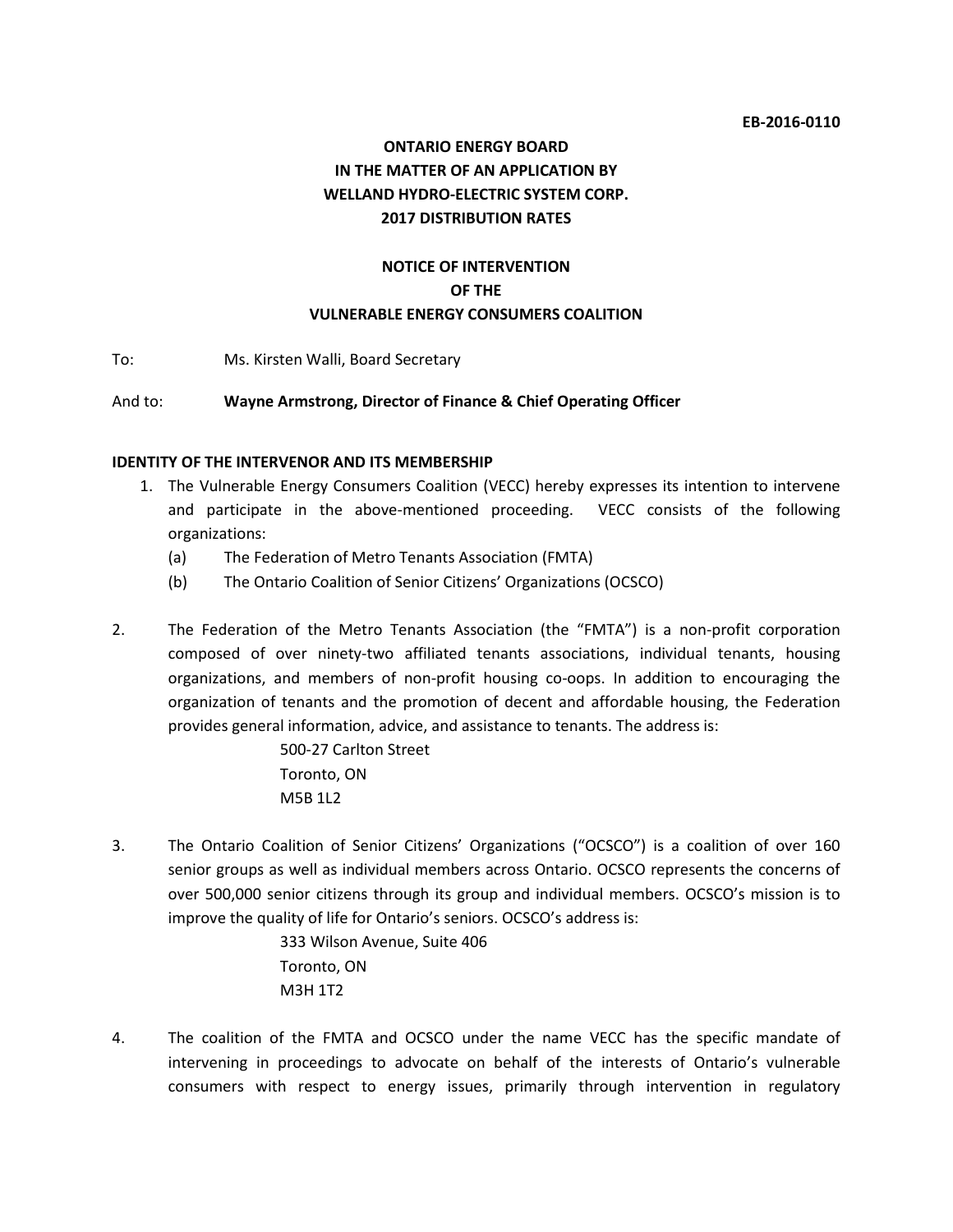**EB-2016-0110**

**ONTARIO ENERGY BOARD**
**IN THE MATTER OF AN APPLICATION BY**
**WELLAND HYDRO-ELECTRIC SYSTEM CORP.**
**2017 DISTRIBUTION RATES**

**NOTICE OF INTERVENTION**
**OF THE**
**VULNERABLE ENERGY CONSUMERS COALITION**

To: Ms. Kirsten Walli, Board Secretary

And to: **Wayne Armstrong, Director of Finance & Chief Operating Officer**

**IDENTITY OF THE INTERVENOR AND ITS MEMBERSHIP**

1. The Vulnerable Energy Consumers Coalition (VECC) hereby expresses its intention to intervene and participate in the above-mentioned proceeding. VECC consists of the following organizations:
   (a) The Federation of Metro Tenants Association (FMTA)
   (b) The Ontario Coalition of Senior Citizens' Organizations (OCSCO)

2. The Federation of the Metro Tenants Association (the "FMTA") is a non-profit corporation composed of over ninety-two affiliated tenants associations, individual tenants, housing organizations, and members of non-profit housing co-oops. In addition to encouraging the organization of tenants and the promotion of decent and affordable housing, the Federation provides general information, advice, and assistance to tenants. The address is:

   500-27 Carlton Street
   Toronto, ON
   M5B 1L2

3. The Ontario Coalition of Senior Citizens' Organizations ("OCSCO") is a coalition of over 160 senior groups as well as individual members across Ontario. OCSCO represents the concerns of over 500,000 senior citizens through its group and individual members. OCSCO's mission is to improve the quality of life for Ontario's seniors. OCSCO's address is:

   333 Wilson Avenue, Suite 406
   Toronto, ON
   M3H 1T2

4. The coalition of the FMTA and OCSCO under the name VECC has the specific mandate of intervening in proceedings to advocate on behalf of the interests of Ontario's vulnerable consumers with respect to energy issues, primarily through intervention in regulatory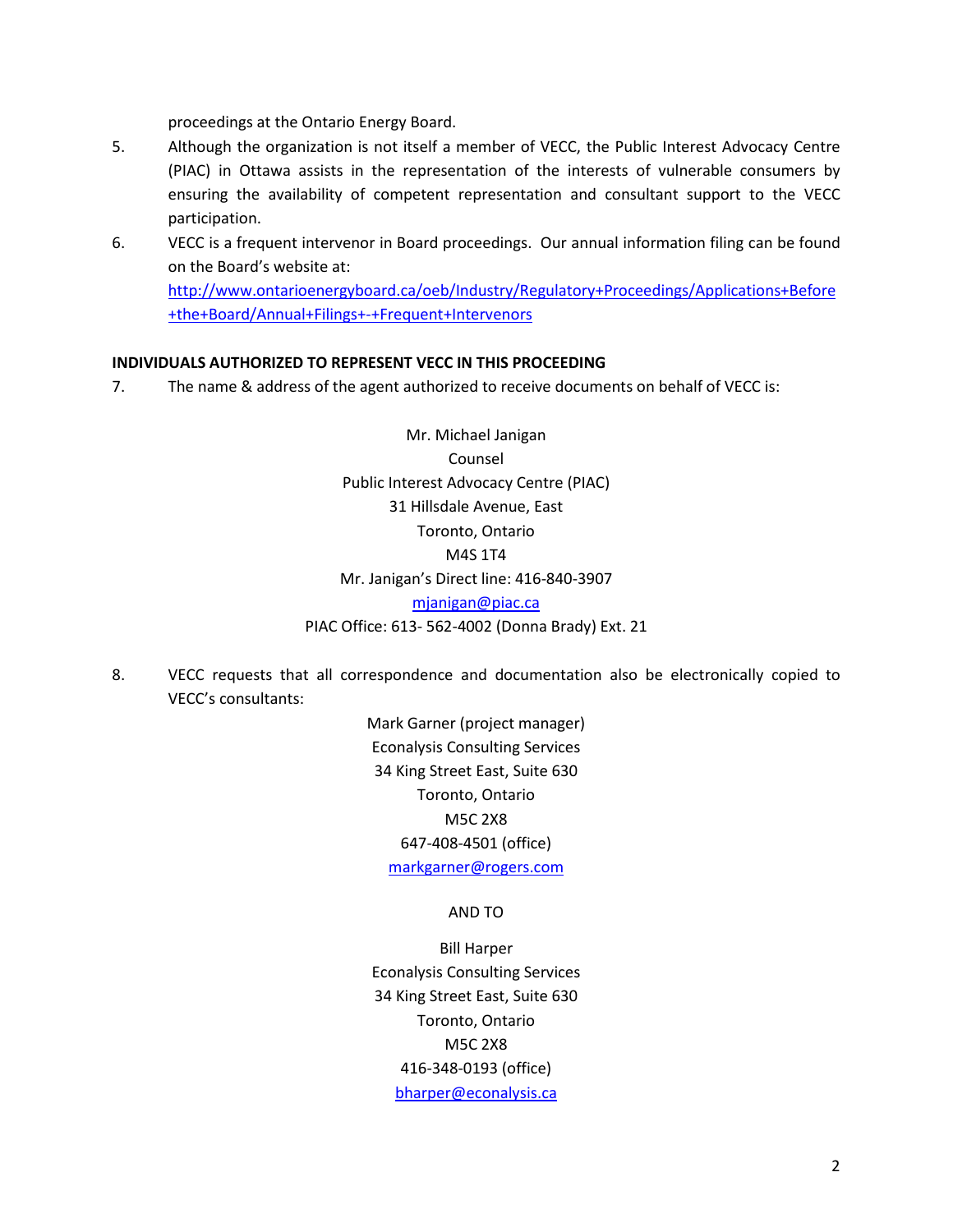proceedings at the Ontario Energy Board.

5. Although the organization is not itself a member of VECC, the Public Interest Advocacy Centre (PIAC) in Ottawa assists in the representation of the interests of vulnerable consumers by ensuring the availability of competent representation and consultant support to the VECC participation.

6. VECC is a frequent intervenor in Board proceedings. Our annual information filing can be found on the Board's website at: [http://www.ontarioenergyboard.ca/oeb/Industry/Regulatory+Proceedings/Applications+Before+the+Board/Annual+Filings+-+Frequent+Intervenors](http://www.ontarioenergyboard.ca/oeb/Industry/Regulatory+Proceedings/Applications+Before+the+Board/Annual+Filings+-+Frequent+Intervenors)

**INDIVIDUALS AUTHORIZED TO REPRESENT VECC IN THIS PROCEEDING**

7. The name & address of the agent authorized to receive documents on behalf of VECC is:

Mr. Michael Janigan
Counsel
Public Interest Advocacy Centre (PIAC)
31 Hillsdale Avenue, East
Toronto, Ontario
M4S 1T4
Mr. Janigan's Direct line: 416-840-3907
[mjanigan@piac.ca](mailto:mjanigan@piac.ca)
PIAC Office: 613- 562-4002 (Donna Brady) Ext. 21

8. VECC requests that all correspondence and documentation also be electronically copied to VECC's consultants:

Mark Garner (project manager)
Econalysis Consulting Services
34 King Street East, Suite 630
Toronto, Ontario
M5C 2X8
647-408-4501 (office)
[markgarner@rogers.com](mailto:markgarner@rogers.com)

AND TO

Bill Harper
Econalysis Consulting Services
34 King Street East, Suite 630
Toronto, Ontario
M5C 2X8
416-348-0193 (office)
[bharper@econalysis.ca](mailto:bharper@econalysis.ca)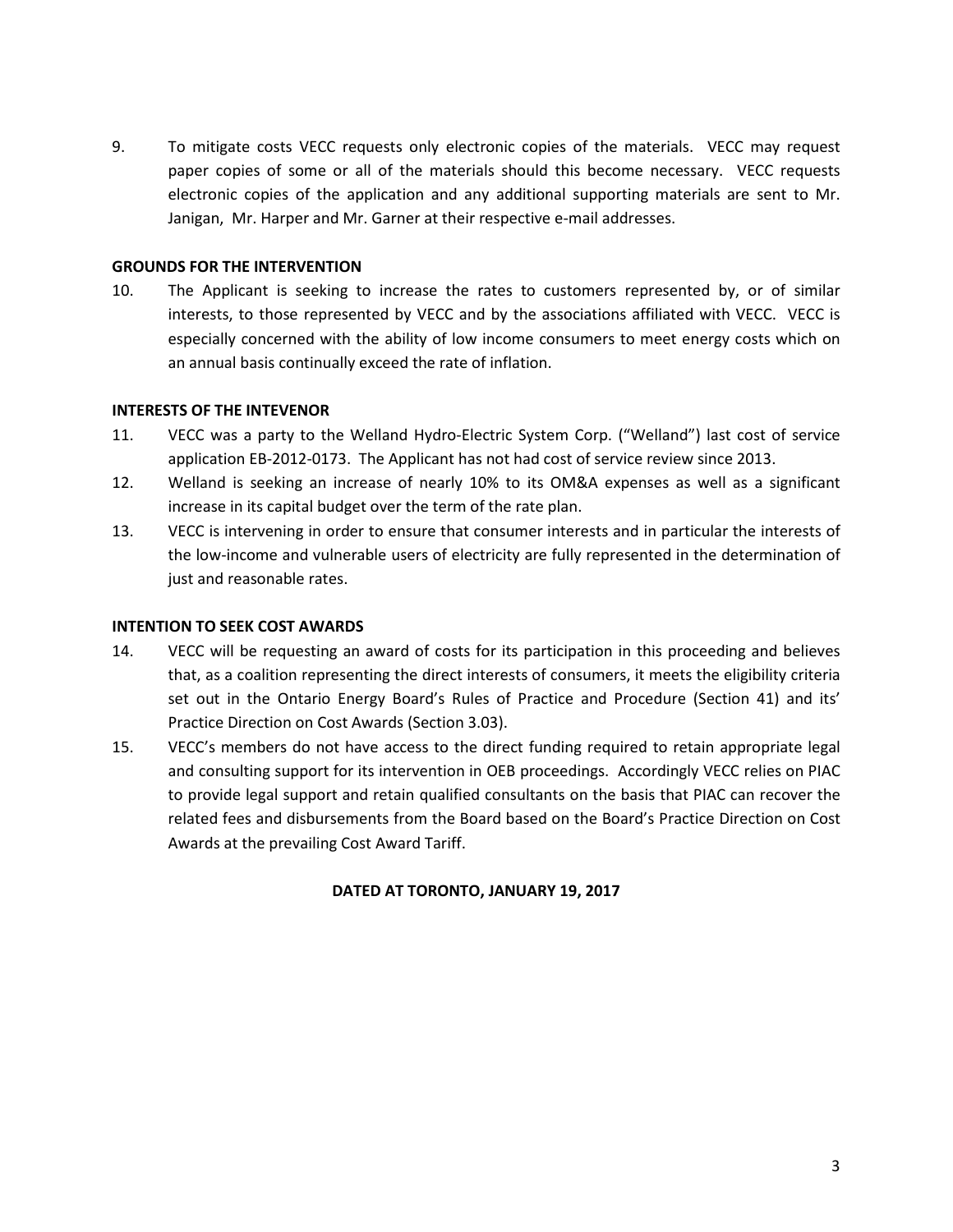9. To mitigate costs VECC requests only electronic copies of the materials. VECC may request paper copies of some or all of the materials should this become necessary. VECC requests electronic copies of the application and any additional supporting materials are sent to Mr. Janigan, Mr. Harper and Mr. Garner at their respective e-mail addresses.

**GROUNDS FOR THE INTERVENTION**

10. The Applicant is seeking to increase the rates to customers represented by, or of similar interests, to those represented by VECC and by the associations affiliated with VECC. VECC is especially concerned with the ability of low income consumers to meet energy costs which on an annual basis continually exceed the rate of inflation.

**INTERESTS OF THE INTEVENOR**

11. VECC was a party to the Welland Hydro-Electric System Corp. ("Welland") last cost of service application EB-2012-0173. The Applicant has not had cost of service review since 2013.
12. Welland is seeking an increase of nearly 10% to its OM&A expenses as well as a significant increase in its capital budget over the term of the rate plan.
13. VECC is intervening in order to ensure that consumer interests and in particular the interests of the low-income and vulnerable users of electricity are fully represented in the determination of just and reasonable rates.

**INTENTION TO SEEK COST AWARDS**

14. VECC will be requesting an award of costs for its participation in this proceeding and believes that, as a coalition representing the direct interests of consumers, it meets the eligibility criteria set out in the Ontario Energy Board's Rules of Practice and Procedure (Section 41) and its' Practice Direction on Cost Awards (Section 3.03).
15. VECC's members do not have access to the direct funding required to retain appropriate legal and consulting support for its intervention in OEB proceedings. Accordingly VECC relies on PIAC to provide legal support and retain qualified consultants on the basis that PIAC can recover the related fees and disbursements from the Board based on the Board's Practice Direction on Cost Awards at the prevailing Cost Award Tariff.

**DATED AT TORONTO, JANUARY 19, 2017**